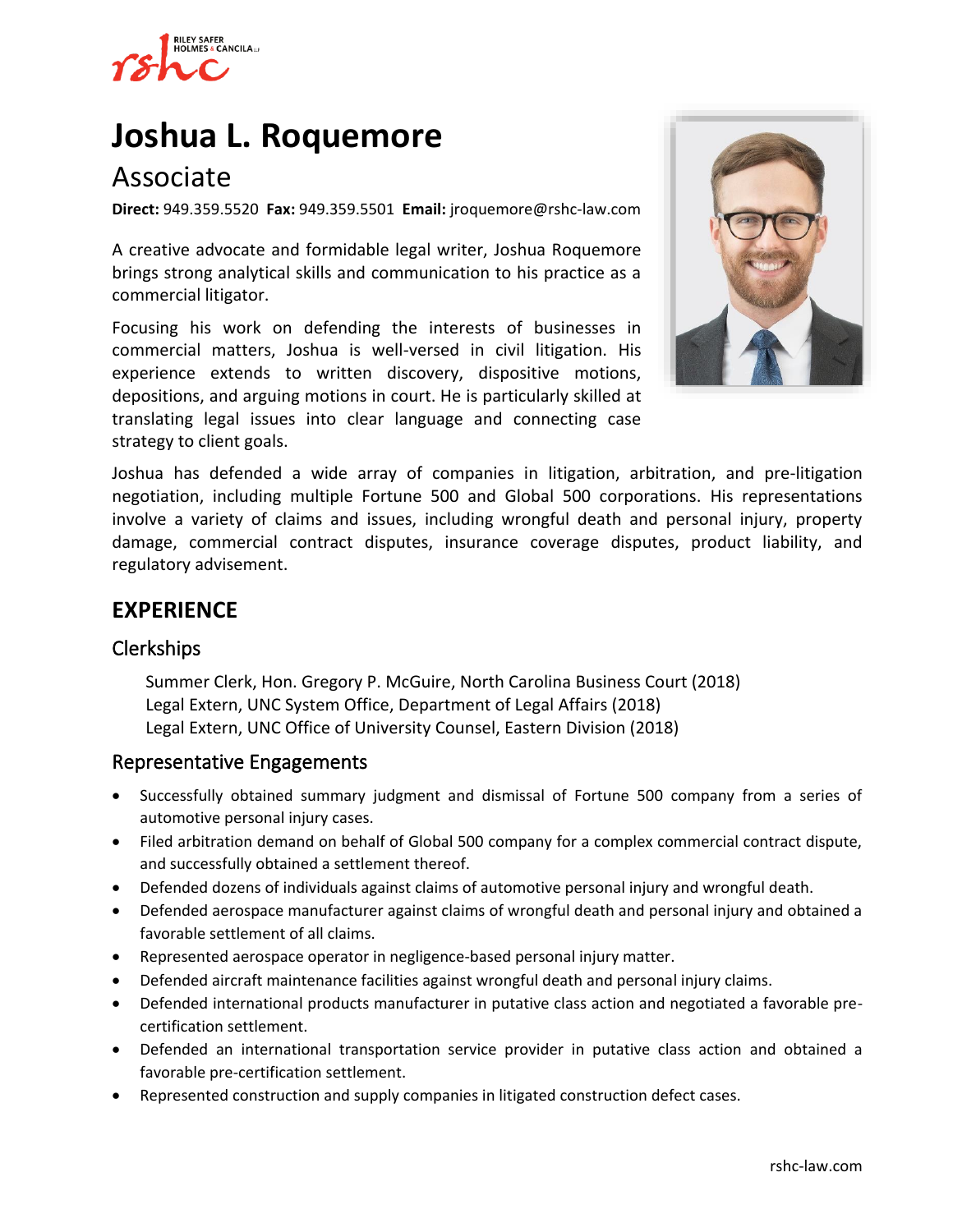# Joshua L. Roquemore

## Associate

**Direct:** 949.359.5520 **Fax:** 949.359.5501 **Email:** jroquemore@rshc-law.com

A creative advocate and formidable legal writer, Joshua Roquemore brings strong analytical skills and communication to his practice as a commercial litigator.

Focusing his work on defending the interests of businesses in commercial matters, Joshua is well-versed in civil litigation. His experience extends to written discovery, dispositive motions, depositions, and arguing motions in court. He is particularly skilled at translating legal issues into clear language and connecting case strategy to client goals.

Joshua has defended a wide array of companies in litigation, arbitration, and pre-litigation negotiation, including multiple Fortune 500 and Global 500 corporations. His representations involve a variety of claims and issues, including wrongful death and personal injury, property damage, commercial contract disputes, insurance coverage disputes, product liability, and regulatory advisement.

## EXPERIENCE

### Clerkships

Summer Clerk, Hon. Gregory P. McGuire, North Carolina Business Court (2018)
Legal Extern, UNC System Office, Department of Legal Affairs (2018)
Legal Extern, UNC Office of University Counsel, Eastern Division (2018)

### Representative Engagements

- Successfully obtained summary judgment and dismissal of Fortune 500 company from a series of automotive personal injury cases.
- Filed arbitration demand on behalf of Global 500 company for a complex commercial contract dispute, and successfully obtained a settlement thereof.
- Defended dozens of individuals against claims of automotive personal injury and wrongful death.
- Defended aerospace manufacturer against claims of wrongful death and personal injury and obtained a favorable settlement of all claims.
- Represented aerospace operator in negligence-based personal injury matter.
- Defended aircraft maintenance facilities against wrongful death and personal injury claims.
- Defended international products manufacturer in putative class action and negotiated a favorable pre-certification settlement.
- Defended an international transportation service provider in putative class action and obtained a favorable pre-certification settlement.
- Represented construction and supply companies in litigated construction defect cases.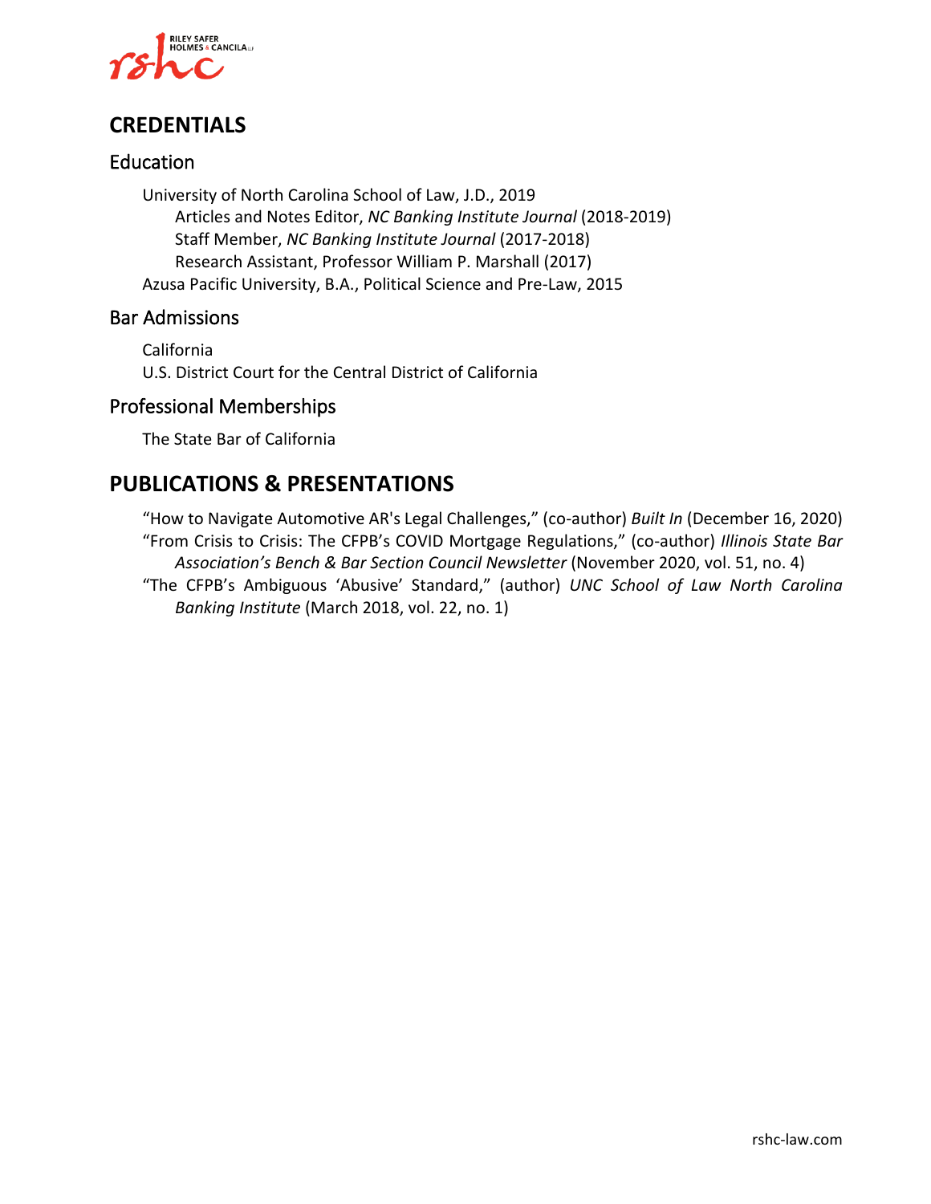## CREDENTIALS

### Education

University of North Carolina School of Law, J.D., 2019
- Articles and Notes Editor, *NC Banking Institute Journal* (2018-2019)
- Staff Member, *NC Banking Institute Journal* (2017-2018)
- Research Assistant, Professor William P. Marshall (2017)

Azusa Pacific University, B.A., Political Science and Pre-Law, 2015

### Bar Admissions

California
U.S. District Court for the Central District of California

### Professional Memberships

The State Bar of California

## PUBLICATIONS & PRESENTATIONS

"How to Navigate Automotive AR's Legal Challenges," (co-author) *Built In* (December 16, 2020)

"From Crisis to Crisis: The CFPB's COVID Mortgage Regulations," (co-author) *Illinois State Bar Association's Bench & Bar Section Council Newsletter* (November 2020, vol. 51, no. 4)

"The CFPB's Ambiguous 'Abusive' Standard," (author) *UNC School of Law North Carolina Banking Institute* (March 2018, vol. 22, no. 1)